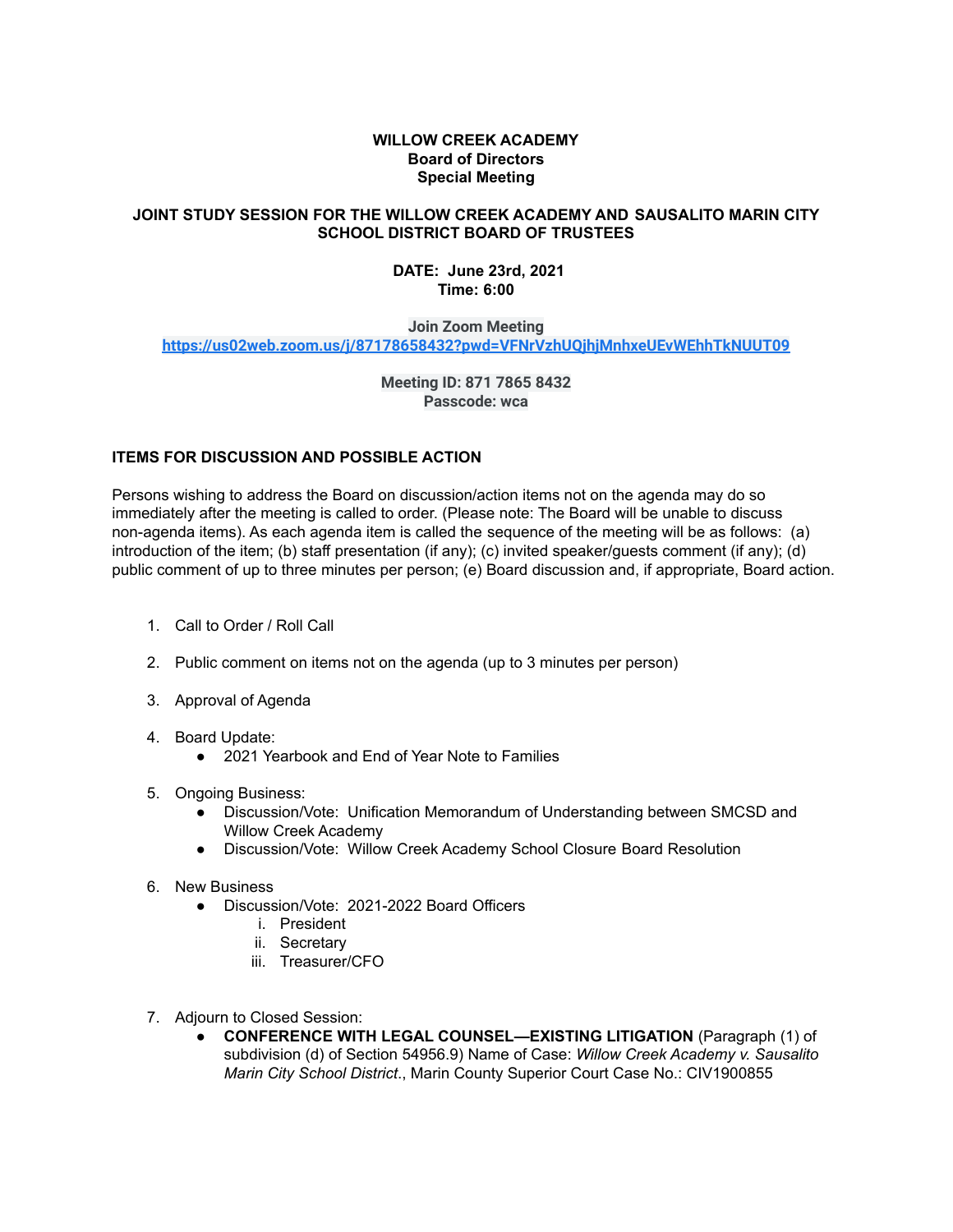# WILLOW CREEK ACADEMY
## Board of Directors
## Special Meeting

### JOINT STUDY SESSION FOR THE WILLOW CREEK ACADEMY AND SAUSALITO MARIN CITY SCHOOL DISTRICT BOARD OF TRUSTEES

**DATE: June 23rd, 2021**
**Time: 6:00**

**Join Zoom Meeting**
**https://us02web.zoom.us/j/87178658432?pwd=VFNrVzhUQjhjMnhxeUEvWEhhTkNUUT09**

**Meeting ID: 871 7865 8432**
**Passcode: wca**

### ITEMS FOR DISCUSSION AND POSSIBLE ACTION

Persons wishing to address the Board on discussion/action items not on the agenda may do so immediately after the meeting is called to order. (Please note: The Board will be unable to discuss non-agenda items). As each agenda item is called the sequence of the meeting will be as follows: (a) introduction of the item; (b) staff presentation (if any); (c) invited speaker/guests comment (if any); (d) public comment of up to three minutes per person; (e) Board discussion and, if appropriate, Board action.

1. Call to Order / Roll Call
2. Public comment on items not on the agenda (up to 3 minutes per person)
3. Approval of Agenda
4. Board Update:
   - 2021 Yearbook and End of Year Note to Families
5. Ongoing Business:
   - Discussion/Vote: Unification Memorandum of Understanding between SMCSD and Willow Creek Academy
   - Discussion/Vote: Willow Creek Academy School Closure Board Resolution
6. New Business
   - Discussion/Vote: 2021-2022 Board Officers
     i. President
     ii. Secretary
     iii. Treasurer/CFO
7. Adjourn to Closed Session:
   - **CONFERENCE WITH LEGAL COUNSEL—EXISTING LITIGATION** (Paragraph (1) of subdivision (d) of Section 54956.9) Name of Case: *Willow Creek Academy v. Sausalito Marin City School District*., Marin County Superior Court Case No.: CIV1900855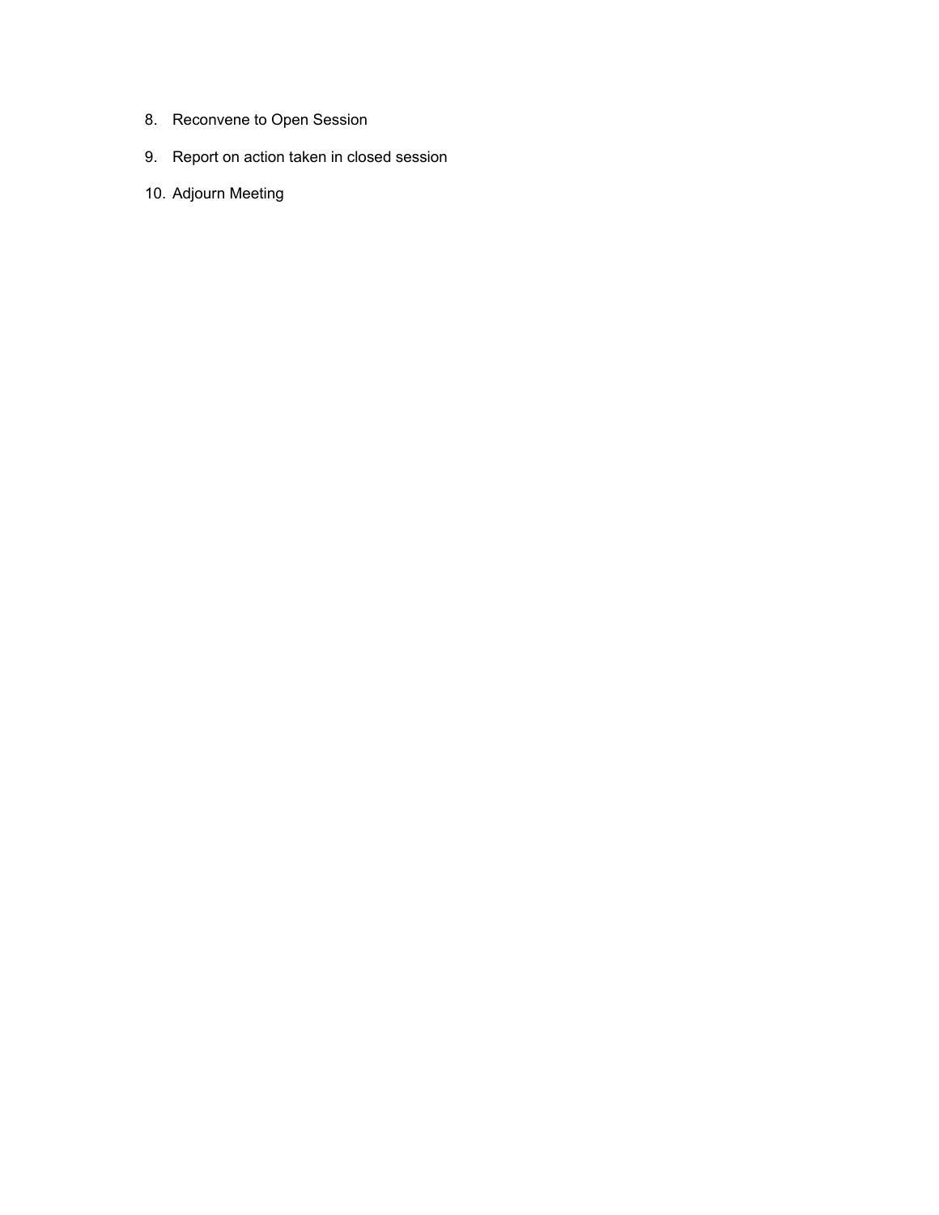8. Reconvene to Open Session

9. Report on action taken in closed session

10. Adjourn Meeting